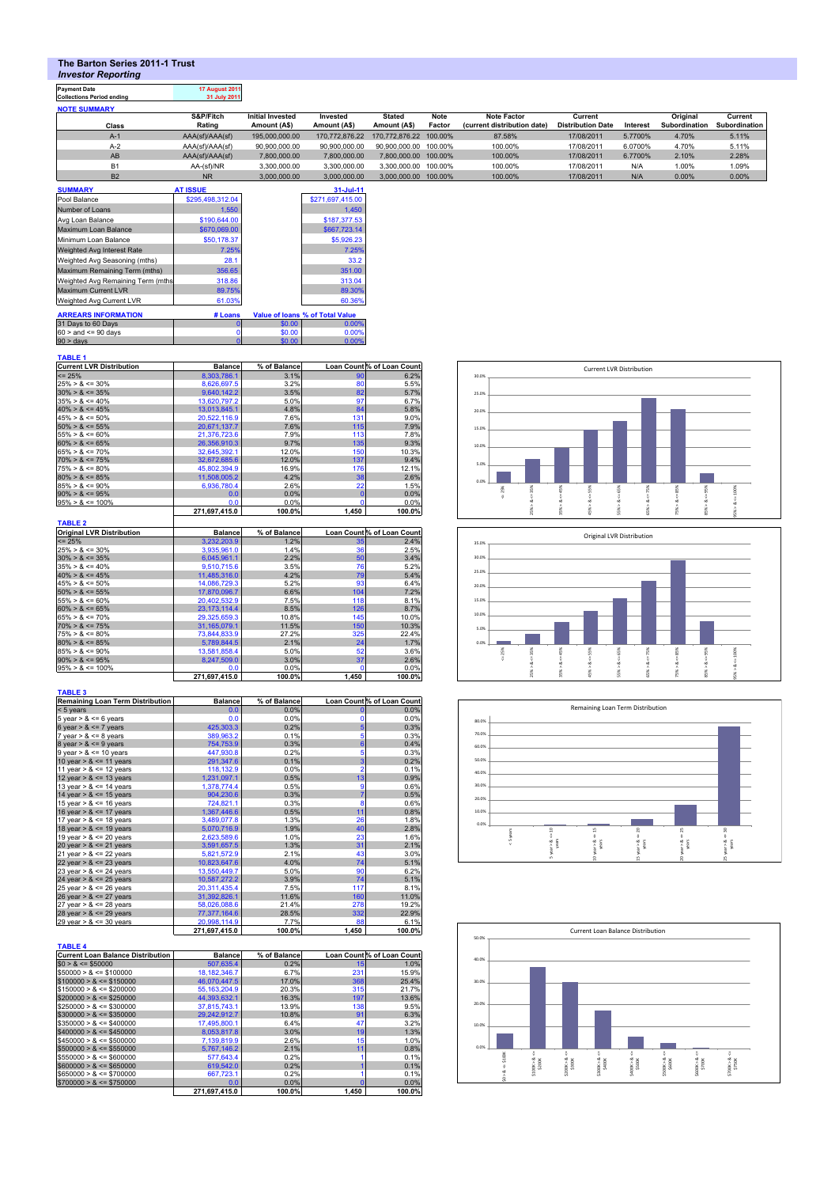# The Barton Series 2011-1 Trust

## *Investor Reporting*

| | |
|---|---|
| Payment Date | 17 August 2011 |
| Collections Period ending | 31 July 2011 |

**NOTE SUMMARY**

| Class | S&P/Fitch Rating | Initial Invested Amount (A$) | Invested Amount (A$) | Stated Amount (A$) | Note Factor | Note Factor (current distribution date) | Current Distribution Date | Interest | Original Subordination | Current Subordination |
|---|---|---|---|---|---|---|---|---|---|---|
| A-1 | AAA(sf)/AAA(sf) | 195,000,000.00 | 170,772,876.22 | 170,772,876.22 | 100.00% | 87.58% | 17/08/2011 | 5.7700% | 4.70% | 5.11% |
| A-2 | AAA(sf)/AAA(sf) | 90,900,000.00 | 90,900,000.00 | 90,900,000.00 | 100.00% | 100.00% | 17/08/2011 | 6.0700% | 4.70% | 5.11% |
| AB | AAA(sf)/AAA(sf) | 7,800,000.00 | 7,800,000.00 | 7,800,000.00 | 100.00% | 100.00% | 17/08/2011 | 6.7700% | 2.10% | 2.28% |
| B1 | AA-(sf)/NR | 3,300,000.00 | 3,300,000.00 | 3,300,000.00 | 100.00% | 100.00% | 17/08/2011 | N/A | 1.00% | 1.09% |
| B2 | NR | 3,000,000.00 | 3,000,000.00 | 3,000,000.00 | 100.00% | 100.00% | 17/08/2011 | N/A | 0.00% | 0.00% |

| SUMMARY | AT ISSUE | 31-Jul-11 |
|---|---|---|
| Pool Balance | $295,498,312.04 | $271,697,415.00 |
| Number of Loans | 1,550 | 1,450 |
| Avg Loan Balance | $190,644.00 | $187,377.53 |
| Maximum Loan Balance | $670,069.00 | $667,723.14 |
| Minimum Loan Balance | $50,178.37 | $5,926.23 |
| Weighted Avg Interest Rate | 7.25% | 7.25% |
| Weighted Avg Seasoning (mths) | 28.1 | 33.2 |
| Maximum Remaining Term (mths) | 356.65 | 351.00 |
| Weighted Avg Remaining Term (mths) | 318.86 | 313.04 |
| Maximum Current LVR | 89.75% | 89.30% |
| Weighted Avg Current LVR | 61.03% | 60.36% |

| ARREARS INFORMATION | # Loans | Value of loans | % of Total Value |
|---|---|---|---|
| 31 Days to 60 Days | 0 | $0.00 | 0.00% |
| 60 > and <= 90 days | 0 | $0.00 | 0.00% |
| 90 > days | 0 | $0.00 | 0.00% |

**TABLE 1**

| Current LVR Distribution | Balance | % of Balance | Loan Count | % of Loan Count |
|---|---|---|---|---|
| <= 25% | 8,303,786.1 | 3.1% | 90 | 6.2% |
| 25% > & <= 30% | 8,626,697.5 | 3.2% | 80 | 5.5% |
| 30% > & <= 35% | 9,640,142.2 | 3.5% | 82 | 5.7% |
| 35% > & <= 40% | 13,620,797.2 | 5.0% | 97 | 6.7% |
| 40% > & <= 45% | 13,013,845.1 | 4.8% | 84 | 5.8% |
| 45% > & <= 50% | 20,522,116.9 | 7.6% | 131 | 9.0% |
| 50% > & <= 55% | 20,671,137.7 | 7.6% | 115 | 7.9% |
| 55% > & <= 60% | 21,376,723.6 | 7.9% | 113 | 7.8% |
| 60% > & <= 65% | 26,356,910.3 | 9.7% | 135 | 9.3% |
| 65% > & <= 70% | 32,645,392.1 | 12.0% | 150 | 10.3% |
| 70% > & <= 75% | 32,672,685.6 | 12.0% | 137 | 9.4% |
| 75% > & <= 80% | 45,802,394.9 | 16.9% | 176 | 12.1% |
| 80% > & <= 85% | 11,508,005.2 | 4.2% | 38 | 2.6% |
| 85% > & <= 90% | 6,936,780.4 | 2.6% | 22 | 1.5% |
| 90% > & <= 95% | 0.0 | 0.0% | 0 | 0.0% |
| 95% > & <= 100% | 0.0 | 0.0% | 0 | 0.0% |
| | 271,697,415.0 | 100.0% | 1,450 | 100.0% |

**TABLE 2**

| Original LVR Distribution | Balance | % of Balance | Loan Count | % of Loan Count |
|---|---|---|---|---|
| <= 25% | 3,232,203.9 | 1.2% | 35 | 2.4% |
| 25% > & <= 30% | 3,935,961.0 | 1.4% | 36 | 2.5% |
| 30% > & <= 35% | 6,045,961.1 | 2.2% | 50 | 3.4% |
| 35% > & <= 40% | 9,510,715.6 | 3.5% | 76 | 5.2% |
| 40% > & <= 45% | 11,485,316.0 | 4.2% | 79 | 5.4% |
| 45% > & <= 50% | 14,086,729.3 | 5.2% | 93 | 6.4% |
| 50% > & <= 55% | 17,870,096.7 | 6.6% | 104 | 7.2% |
| 55% > & <= 60% | 20,402,532.9 | 7.5% | 118 | 8.1% |
| 60% > & <= 65% | 23,173,114.4 | 8.5% | 126 | 8.7% |
| 65% > & <= 70% | 29,325,659.3 | 10.8% | 145 | 10.0% |
| 70% > & <= 75% | 31,165,079.1 | 11.5% | 150 | 10.3% |
| 75% > & <= 80% | 73,844,833.9 | 27.2% | 325 | 22.4% |
| 80% > & <= 85% | 5,789,844.5 | 2.1% | 24 | 1.7% |
| 85% > & <= 90% | 13,581,858.4 | 5.0% | 52 | 3.6% |
| 90% > & <= 95% | 8,247,509.0 | 3.0% | 37 | 2.6% |
| 95% > & <= 100% | 0.0 | 0.0% | 0 | 0.0% |
| | 271,697,415.0 | 100.0% | 1,450 | 100.0% |

**TABLE 3**

| Remaining Loan Term Distribution | Balance | % of Balance | Loan Count | % of Loan Count |
|---|---|---|---|---|
| < 5 years | 0.0 | 0.0% | 0 | 0.0% |
| 5 year > & <= 6 years | 0.0 | 0.0% | 0 | 0.0% |
| 6 year > & <= 7 years | 425,303.3 | 0.2% | 5 | 0.3% |
| 7 year > & <= 8 years | 389,963.2 | 0.1% | 5 | 0.3% |
| 8 year > & <= 9 years | 754,753.9 | 0.3% | 6 | 0.4% |
| 9 year > & <= 10 years | 447,930.8 | 0.2% | 5 | 0.3% |
| 10 year > & <= 11 years | 291,347.6 | 0.1% | 3 | 0.2% |
| 11 year > & <= 12 years | 118,132.9 | 0.0% | 2 | 0.1% |
| 12 year > & <= 13 years | 1,231,097.1 | 0.5% | 13 | 0.9% |
| 13 year > & <= 14 years | 1,378,774.4 | 0.5% | 9 | 0.6% |
| 14 year > & <= 15 years | 904,230.6 | 0.3% | 7 | 0.5% |
| 15 year > & <= 16 years | 724,821.1 | 0.3% | 8 | 0.6% |
| 16 year > & <= 17 years | 1,367,446.6 | 0.5% | 11 | 0.8% |
| 17 year > & <= 18 years | 3,489,077.8 | 1.3% | 26 | 1.8% |
| 18 year > & <= 19 years | 5,070,716.9 | 1.9% | 40 | 2.8% |
| 19 year > & <= 20 years | 2,623,589.6 | 1.0% | 23 | 1.6% |
| 20 year > & <= 21 years | 3,591,657.5 | 1.3% | 31 | 2.1% |
| 21 year > & <= 22 years | 5,821,572.9 | 2.1% | 43 | 3.0% |
| 22 year > & <= 23 years | 10,823,647.6 | 4.0% | 74 | 5.1% |
| 23 year > & <= 24 years | 13,550,449.7 | 5.0% | 90 | 6.2% |
| 24 year > & <= 25 years | 10,587,272.2 | 3.9% | 74 | 5.1% |
| 25 year > & <= 26 years | 20,311,435.4 | 7.5% | 117 | 8.1% |
| 26 year > & <= 27 years | 31,392,826.1 | 11.6% | 160 | 11.0% |
| 27 year > & <= 28 years | 58,026,088.6 | 21.4% | 278 | 19.2% |
| 28 year > & <= 29 years | 77,377,164.6 | 28.5% | 332 | 22.9% |
| 29 year > & <= 30 years | 20,998,114.9 | 7.7% | 88 | 6.1% |
| | 271,697,415.0 | 100.0% | 1,450 | 100.0% |

**TABLE 4**

| Current Loan Balance Distribution | Balance | % of Balance | Loan Count | % of Loan Count |
|---|---|---|---|---|
| $0 > & <= $50000 | 507,635.4 | 0.2% | 15 | 1.0% |
| $50000 > & <= $100000 | 18,182,346.7 | 6.7% | 231 | 15.9% |
| $100000 > & <= $150000 | 46,070,447.5 | 17.0% | 368 | 25.4% |
| $150000 > & <= $200000 | 55,163,204.9 | 20.3% | 315 | 21.7% |
| $200000 > & <= $250000 | 44,393,632.1 | 16.3% | 197 | 13.6% |
| $250000 > & <= $300000 | 37,815,743.1 | 13.9% | 138 | 9.5% |
| $300000 > & <= $350000 | 29,242,912.7 | 10.8% | 91 | 6.3% |
| $350000 > & <= $400000 | 17,495,800.1 | 6.4% | 47 | 3.2% |
| $400000 > & <= $450000 | 8,053,817.8 | 3.0% | 19 | 1.3% |
| $450000 > & <= $500000 | 7,139,819.9 | 2.6% | 15 | 1.0% |
| $500000 > & <= $550000 | 5,767,146.2 | 2.1% | 11 | 0.8% |
| $550000 > & <= $600000 | 577,643.4 | 0.2% | 1 | 0.1% |
| $600000 > & <= $650000 | 619,542.0 | 0.2% | 1 | 0.1% |
| $650000 > & <= $700000 | 667,723.1 | 0.2% | 1 | 0.1% |
| $700000 > & <= $750000 | 0.0 | 0.0% | 0 | 0.0% |
| | 271,697,415.0 | 100.0% | 1,450 | 100.0% |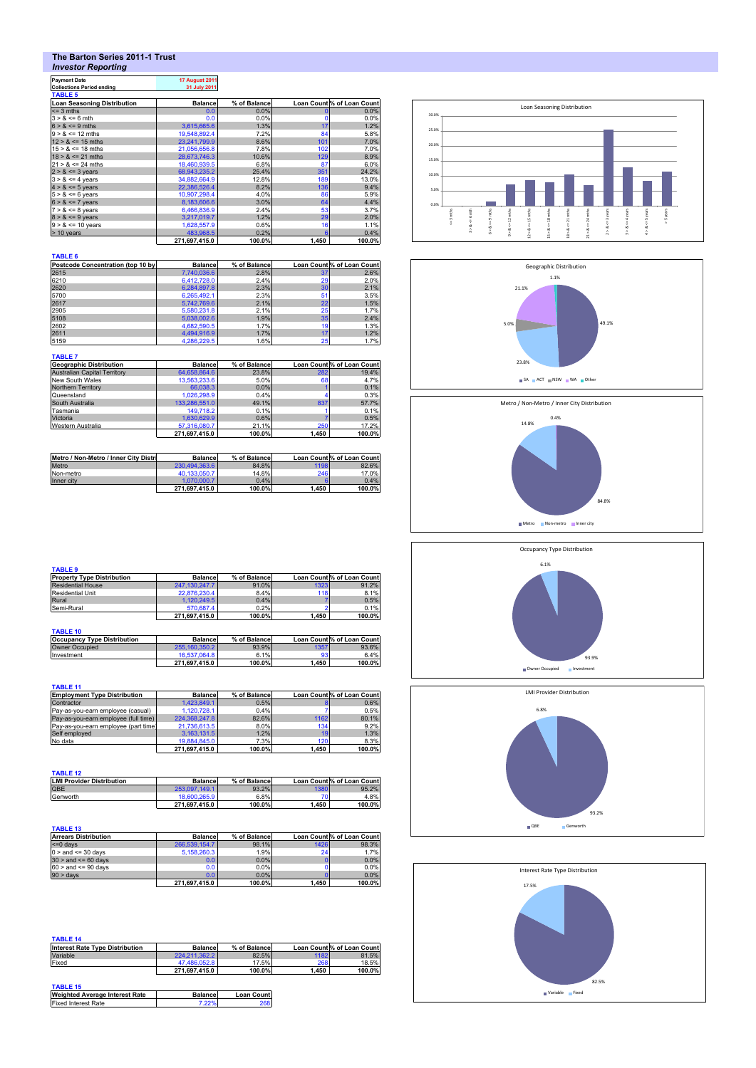# The Barton Series 2011-1 Trust

*Investor Reporting*

| | |
|---|---|
| Payment Date | 17 August 2011 |
| Collections Period ending | 31 July 2011 |

**TABLE 5**

| Loan Seasoning Distribution | Balance | % of Balance | Loan Count | % of Loan Count |
|---|---|---|---|---|
| <= 3 mths | 0.0 | 0.0% | 0 | 0.0% |
| 3 > & <= 6 mth | 0.0 | 0.0% | 0 | 0.0% |
| 6 > & <= 9 mths | 3,615,665.6 | 1.3% | 17 | 1.2% |
| 9 > & <= 12 mths | 19,548,892.4 | 7.2% | 84 | 5.8% |
| 12 > & <= 15 mths | 23,241,799.9 | 8.6% | 101 | 7.0% |
| 15 > & <= 18 mths | 21,056,656.8 | 7.8% | 102 | 7.0% |
| 18 > & <= 21 mths | 28,673,746.3 | 10.6% | 129 | 8.9% |
| 21 > & <= 24 mths | 18,460,939.5 | 6.8% | 87 | 6.0% |
| 2 > & <= 3 years | 68,943,235.2 | 25.4% | 351 | 24.2% |
| 3 > & <= 4 years | 34,882,664.9 | 12.8% | 189 | 13.0% |
| 4 > & <= 5 years | 22,386,526.4 | 8.2% | 136 | 9.4% |
| 5 > & <= 6 years | 10,907,298.4 | 4.0% | 86 | 5.9% |
| 6 > & <= 7 years | 8,183,606.6 | 3.0% | 64 | 4.4% |
| 7 > & <= 8 years | 6,466,836.9 | 2.4% | 53 | 3.7% |
| 8 > & <= 9 years | 3,217,019.7 | 1.2% | 29 | 2.0% |
| 9 > & <= 10 years | 1,628,557.9 | 0.6% | 16 | 1.1% |
| > 10 years | 483,968.5 | 0.2% | 6 | 0.4% |
| | 271,697,415.0 | 100.0% | 1,450 | 100.0% |

Loan Seasoning Distribution

30.0%
25.0%
20.0%
15.0%
10.0%
5.0%
0.0%

<= 3 mths
3 > & <= 6 mth
6 > & <= 9 mths
9 > & <= 12 mths
12 > & <= 15 mths
15 > & <= 18 mths
18 > & <= 21 mths
21 > & <= 24 mths
2 > & <= 3 years
3 > & <= 4 years
4 > & <= 5 years
> 5 years

**TABLE 6**

| Postcode Concentration (top 10 by value) | Balance | % of Balance | Loan Count | % of Loan Count |
|---|---|---|---|---|
| 2615 | 7,740,036.6 | 2.8% | 37 | 2.6% |
| 6210 | 6,412,728.0 | 2.4% | 29 | 2.0% |
| 2620 | 6,284,897.8 | 2.3% | 30 | 2.1% |
| 5700 | 6,265,492.1 | 2.3% | 51 | 3.5% |
| 2617 | 5,742,769.6 | 2.1% | 22 | 1.5% |
| 2905 | 5,580,231.8 | 2.1% | 25 | 1.7% |
| 5108 | 5,038,002.6 | 1.9% | 35 | 2.4% |
| 2602 | 4,682,590.5 | 1.7% | 19 | 1.3% |
| 2611 | 4,494,916.9 | 1.7% | 17 | 1.2% |
| 5159 | 4,286,229.5 | 1.6% | 25 | 1.7% |

**TABLE 7**

| Geographic Distribution | Balance | % of Balance | Loan Count | % of Loan Count |
|---|---|---|---|---|
| Australian Capital Territory | 64,658,864.6 | 23.8% | 282 | 19.4% |
| New South Wales | 13,563,233.6 | 5.0% | 68 | 4.7% |
| Northern Territory | 66,038.3 | 0.0% | 1 | 0.1% |
| Queensland | 1,026,298.9 | 0.4% | 4 | 0.3% |
| South Australia | 133,286,551.0 | 49.1% | 837 | 57.7% |
| Tasmania | 149,718.2 | 0.1% | 1 | 0.1% |
| Victoria | 1,630,629.9 | 0.6% | 7 | 0.5% |
| Western Australia | 57,316,080.7 | 21.1% | 250 | 17.2% |
| | 271,697,415.0 | 100.0% | 1,450 | 100.0% |

Geographic Distribution

1.1%
21.1%
5.0%
49.1%
23.8%

SA ACT NSW WA Other

| Metro / Non-Metro / Inner City Distribution | Balance | % of Balance | Loan Count | % of Loan Count |
|---|---|---|---|---|
| Metro | 230,494,363.6 | 84.8% | 1198 | 82.6% |
| Non-metro | 40,133,050.7 | 14.8% | 246 | 17.0% |
| Inner city | 1,070,000.7 | 0.4% | 6 | 0.4% |
| | 271,697,415.0 | 100.0% | 1,450 | 100.0% |

Metro / Non-Metro / Inner City Distribution

0.4%
14.8%
84.8%

Metro Non-metro Inner city

**TABLE 9**

| Property Type Distribution | Balance | % of Balance | Loan Count | % of Loan Count |
|---|---|---|---|---|
| Residential House | 247,130,247.7 | 91.0% | 1323 | 91.2% |
| Residential Unit | 22,876,230.4 | 8.4% | 118 | 8.1% |
| Rural | 1,120,249.5 | 0.4% | 7 | 0.5% |
| Semi-Rural | 570,687.4 | 0.2% | 2 | 0.1% |
| | 271,697,415.0 | 100.0% | 1,450 | 100.0% |

**TABLE 10**

| Occupancy Type Distribution | Balance | % of Balance | Loan Count | % of Loan Count |
|---|---|---|---|---|
| Owner Occupied | 255,160,350.2 | 93.9% | 1357 | 93.6% |
| Investment | 16,537,064.8 | 6.1% | 93 | 6.4% |
| | 271,697,415.0 | 100.0% | 1,450 | 100.0% |

Occupancy Type Distribution

6.1%
93.9%

Owner Occupied Investment

**TABLE 11**

| Employment Type Distribution | Balance | % of Balance | Loan Count | % of Loan Count |
|---|---|---|---|---|
| Contractor | 1,423,849.1 | 0.5% | 8 | 0.6% |
| Pay-as-you-earn employee (casual) | 1,120,728.1 | 0.4% | 7 | 0.5% |
| Pay-as-you-earn employee (full time) | 224,368,247.8 | 82.6% | 1162 | 80.1% |
| Pay-as-you-earn employee (part time) | 21,736,613.5 | 8.0% | 134 | 9.2% |
| Self employed | 3,163,131.5 | 1.2% | 19 | 1.3% |
| No data | 19,884,845.0 | 7.3% | 120 | 8.3% |
| | 271,697,415.0 | 100.0% | 1,450 | 100.0% |

**TABLE 12**

| LMI Provider Distribution | Balance | % of Balance | Loan Count | % of Loan Count |
|---|---|---|---|---|
| QBE | 253,097,149.1 | 93.2% | 1380 | 95.2% |
| Genworth | 18,600,265.9 | 6.8% | 70 | 4.8% |
| | 271,697,415.0 | 100.0% | 1,450 | 100.0% |

LMI Provider Distribution

6.8%
93.2%

QBE Genworth

**TABLE 13**

| Arrears Distribution | Balance | % of Balance | Loan Count | % of Loan Count |
|---|---|---|---|---|
| <=0 days | 266,539,154.7 | 98.1% | 1426 | 98.3% |
| 0 > and <= 30 days | 5,158,260.3 | 1.9% | 24 | 1.7% |
| 30 > and <= 60 days | 0.0 | 0.0% | 0 | 0.0% |
| 60 > and <= 90 days | 0.0 | 0.0% | 0 | 0.0% |
| 90 > days | 0.0 | 0.0% | 0 | 0.0% |
| | 271,697,415.0 | 100.0% | 1,450 | 100.0% |

**TABLE 14**

| Interest Rate Type Distribution | Balance | % of Balance | Loan Count | % of Loan Count |
|---|---|---|---|---|
| Variable | 224,211,362.2 | 82.5% | 1182 | 81.5% |
| Fixed | 47,486,052.8 | 17.5% | 268 | 18.5% |
| | 271,697,415.0 | 100.0% | 1,450 | 100.0% |

Interest Rate Type Distribution

17.5%
82.5%

Variable Fixed

**TABLE 15**

| Weighted Average Interest Rate | Balance | Loan Count |
|---|---|---|
| Fixed Interest Rate | 7.22% | 268 |